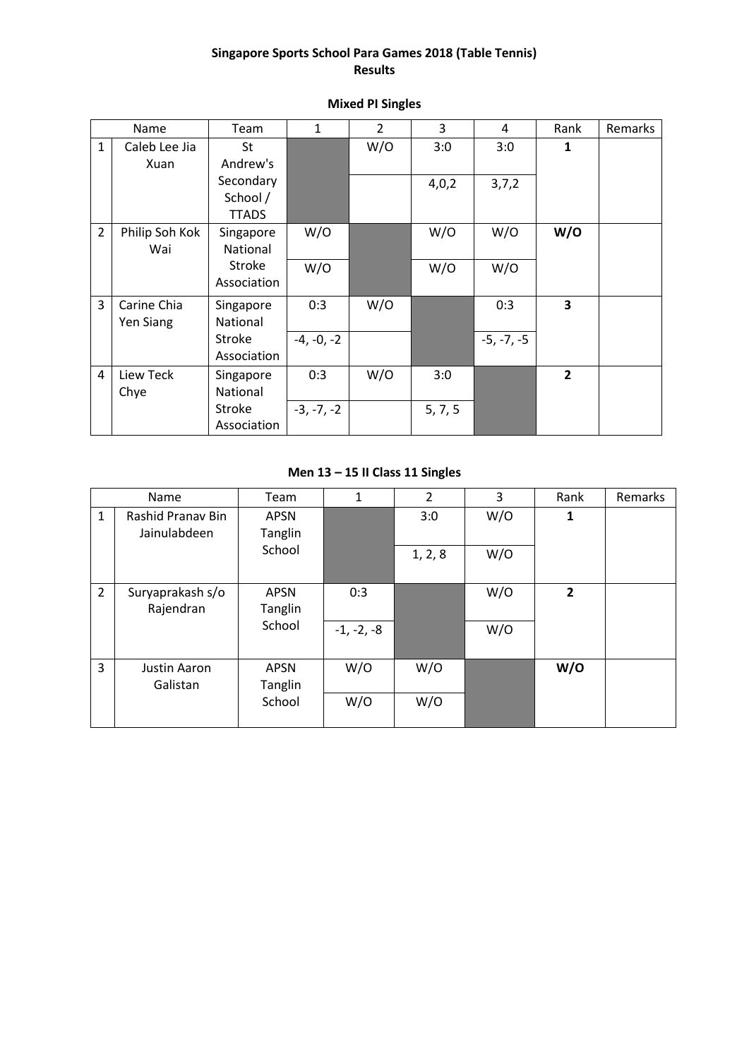**Singapore Sports School Para Games 2018 (Table Tennis)**
**Results**

**Mixed PI Singles**

| | Name | Team | 1 | 2 | 3 | 4 | Rank | Remarks |
|---|---|---|---|---|---|---|---|---|
| 1 | Caleb Lee Jia Xuan | St Andrew's Secondary School / TTADS | | W/O | 3:0 | 3:0 | **1** | |
| | | | | | 4,0,2 | 3,7,2 | | |
| 2 | Philip Soh Kok Wai | Singapore National Stroke Association | W/O | | W/O | W/O | **W/O** | |
| | | | W/O | | W/O | W/O | | |
| 3 | Carine Chia Yen Siang | Singapore National Stroke Association | 0:3 | W/O | | 0:3 | **3** | |
| | | | -4, -0, -2 | | | -5, -7, -5 | | |
| 4 | Liew Teck Chye | Singapore National Stroke Association | 0:3 | W/O | 3:0 | | **2** | |
| | | | -3, -7, -2 | | 5, 7, 5 | | | |

**Men 13 – 15 II Class 11 Singles**

| | Name | Team | 1 | 2 | 3 | Rank | Remarks |
|---|---|---|---|---|---|---|---|
| 1 | Rashid Pranav Bin Jainulabdeen | APSN Tanglin School | | 3:0 | W/O | **1** | |
| | | | | 1, 2, 8 | W/O | | |
| 2 | Suryaprakash s/o Rajendran | APSN Tanglin School | 0:3 | | W/O | **2** | |
| | | | -1, -2, -8 | | W/O | | |
| 3 | Justin Aaron Galistan | APSN Tanglin School | W/O | W/O | | **W/O** | |
| | | | W/O | W/O | | | |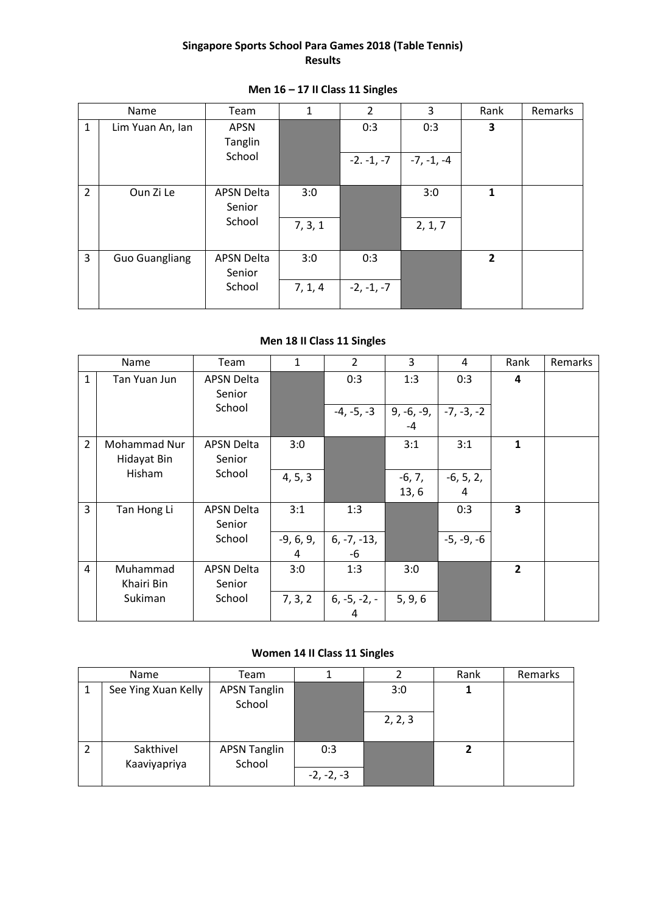# Singapore Sports School Para Games 2018 (Table Tennis)
# Results

## Men 16 – 17 II Class 11 Singles

| | Name | Team | 1 | 2 | 3 | Rank | Remarks |
|---|---|---|---|---|---|---|---|
| 1 | Lim Yuan An, Ian | APSN Tanglin School | | 0:3<br>-2. -1, -7 | 0:3<br>-7, -1, -4 | **3** | |
| 2 | Oun Zi Le | APSN Delta Senior School | 3:0<br>7, 3, 1 | | 3:0<br>2, 1, 7 | **1** | |
| 3 | Guo Guangliang | APSN Delta Senior School | 3:0<br>7, 1, 4 | 0:3<br>-2, -1, -7 | | **2** | |

## Men 18 II Class 11 Singles

| | Name | Team | 1 | 2 | 3 | 4 | Rank | Remarks |
|---|---|---|---|---|---|---|---|---|
| 1 | Tan Yuan Jun | APSN Delta Senior School | | 0:3<br>-4, -5, -3 | 1:3<br>9, -6, -9, -4 | 0:3<br>-7, -3, -2 | **4** | |
| 2 | Mohammad Nur Hidayat Bin Hisham | APSN Delta Senior School | 3:0<br>4, 5, 3 | | 3:1<br>-6, 7, 13, 6 | 3:1<br>-6, 5, 2, 4 | **1** | |
| 3 | Tan Hong Li | APSN Delta Senior School | 3:1<br>-9, 6, 9, 4 | 1:3<br>6, -7, -13, -6 | | 0:3<br>-5, -9, -6 | **3** | |
| 4 | Muhammad Khairi Bin Sukiman | APSN Delta Senior School | 3:0<br>7, 3, 2 | 1:3<br>6, -5, -2, -4 | 3:0<br>5, 9, 6 | | **2** | |

## Women 14 II Class 11 Singles

| | Name | Team | 1 | 2 | Rank | Remarks |
|---|---|---|---|---|---|---|
| 1 | See Ying Xuan Kelly | APSN Tanglin School | | 3:0<br>2, 2, 3 | **1** | |
| 2 | Sakthivel Kaaviyapriya | APSN Tanglin School | 0:3<br>-2, -2, -3 | | **2** | |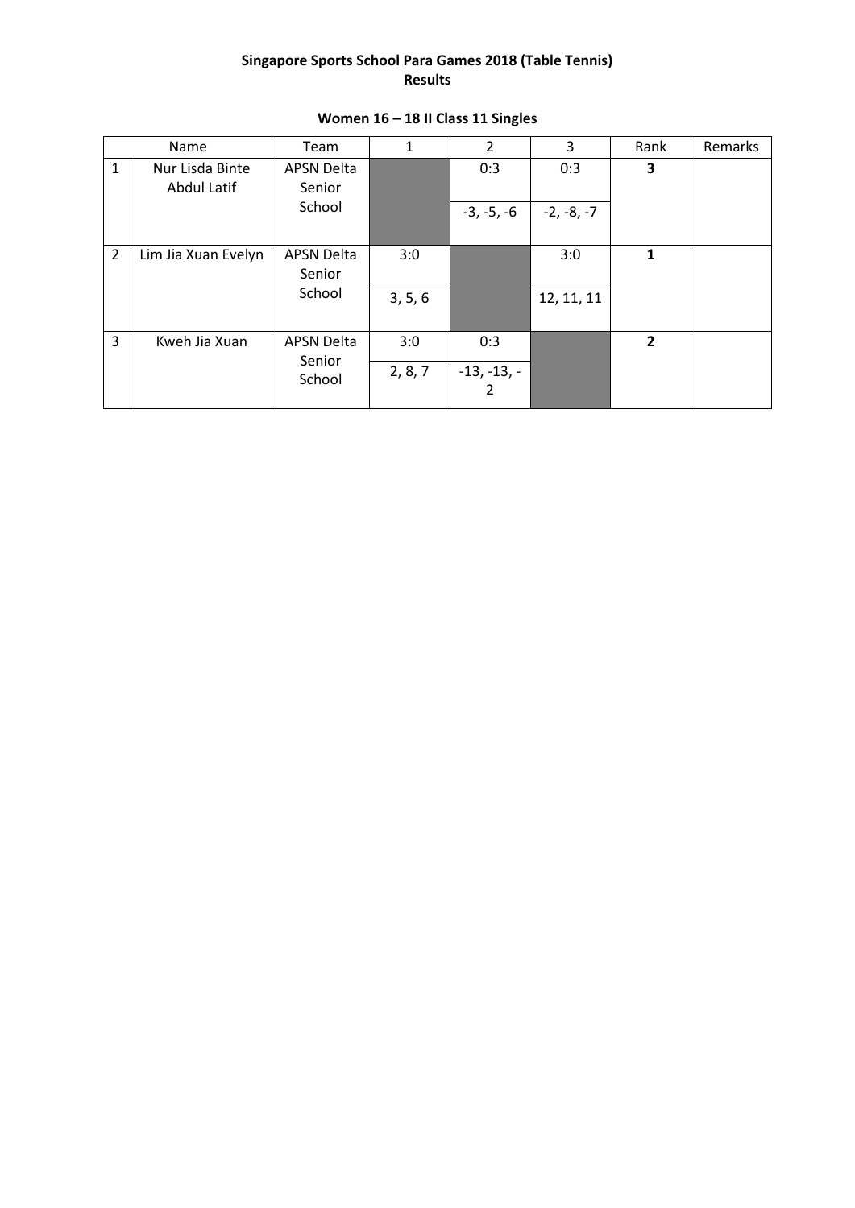**Singapore Sports School Para Games 2018 (Table Tennis)**
**Results**

**Women 16 – 18 II Class 11 Singles**

| | Name | Team | 1 | 2 | 3 | Rank | Remarks |
|---|---|---|---|---|---|---|---|
| 1 | Nur Lisda Binte Abdul Latif | APSN Delta Senior School | | 0:3<br>-3, -5, -6 | 0:3<br>-2, -8, -7 | **3** | |
| 2 | Lim Jia Xuan Evelyn | APSN Delta Senior School | 3:0<br>3, 5, 6 | | 3:0<br>12, 11, 11 | **1** | |
| 3 | Kweh Jia Xuan | APSN Delta Senior School | 3:0<br>2, 8, 7 | 0:3<br>-13, -13, -2 | | **2** | |